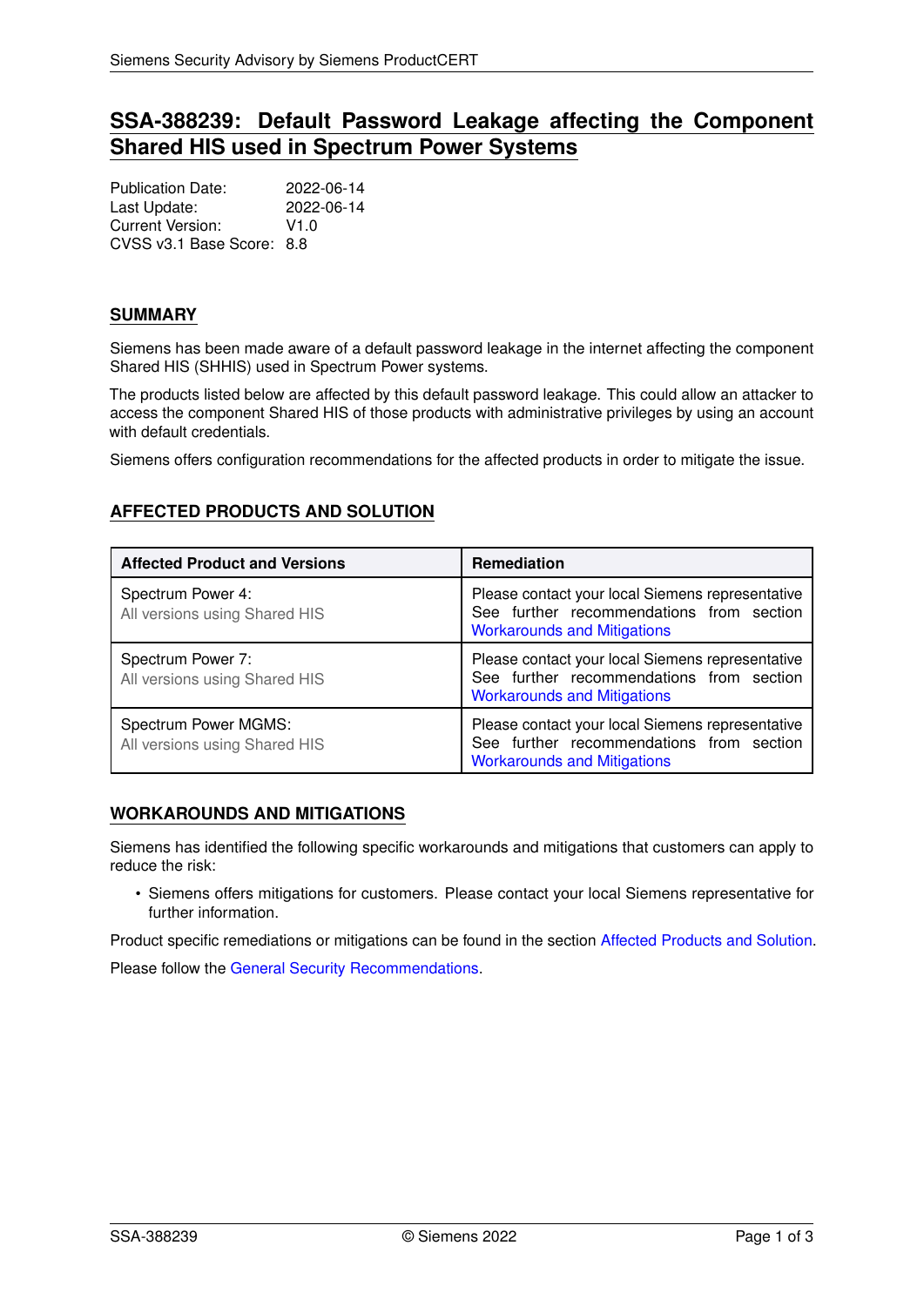# SSA-388239: Default Password Leakage affecting the Component Shared HIS used in Spectrum Power Systems

Publication Date: 2022-06-14
Last Update: 2022-06-14
Current Version: V1.0
CVSS v3.1 Base Score: 8.8

## SUMMARY

Siemens has been made aware of a default password leakage in the internet affecting the component Shared HIS (SHHIS) used in Spectrum Power systems.

The products listed below are affected by this default password leakage. This could allow an attacker to access the component Shared HIS of those products with administrative privileges by using an account with default credentials.

Siemens offers configuration recommendations for the affected products in order to mitigate the issue.

## AFFECTED PRODUCTS AND SOLUTION

| Affected Product and Versions | Remediation |
|---|---|
| Spectrum Power 4:<br>All versions using Shared HIS | Please contact your local Siemens representative<br>See further recommendations from section Workarounds and Mitigations |
| Spectrum Power 7:<br>All versions using Shared HIS | Please contact your local Siemens representative<br>See further recommendations from section Workarounds and Mitigations |
| Spectrum Power MGMS:<br>All versions using Shared HIS | Please contact your local Siemens representative<br>See further recommendations from section Workarounds and Mitigations |

## WORKAROUNDS AND MITIGATIONS

Siemens has identified the following specific workarounds and mitigations that customers can apply to reduce the risk:

- Siemens offers mitigations for customers. Please contact your local Siemens representative for further information.

Product specific remediations or mitigations can be found in the section Affected Products and Solution.

Please follow the General Security Recommendations.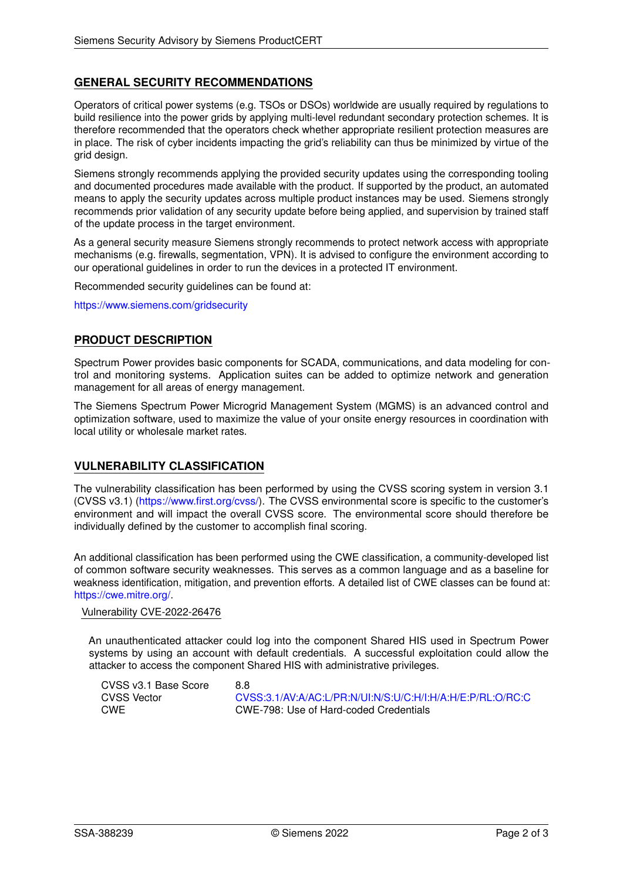## GENERAL SECURITY RECOMMENDATIONS

Operators of critical power systems (e.g. TSOs or DSOs) worldwide are usually required by regulations to build resilience into the power grids by applying multi-level redundant secondary protection schemes. It is therefore recommended that the operators check whether appropriate resilient protection measures are in place. The risk of cyber incidents impacting the grid's reliability can thus be minimized by virtue of the grid design.

Siemens strongly recommends applying the provided security updates using the corresponding tooling and documented procedures made available with the product. If supported by the product, an automated means to apply the security updates across multiple product instances may be used. Siemens strongly recommends prior validation of any security update before being applied, and supervision by trained staff of the update process in the target environment.

As a general security measure Siemens strongly recommends to protect network access with appropriate mechanisms (e.g. firewalls, segmentation, VPN). It is advised to configure the environment according to our operational guidelines in order to run the devices in a protected IT environment.

Recommended security guidelines can be found at:

https://www.siemens.com/gridsecurity

## PRODUCT DESCRIPTION

Spectrum Power provides basic components for SCADA, communications, and data modeling for control and monitoring systems. Application suites can be added to optimize network and generation management for all areas of energy management.

The Siemens Spectrum Power Microgrid Management System (MGMS) is an advanced control and optimization software, used to maximize the value of your onsite energy resources in coordination with local utility or wholesale market rates.

## VULNERABILITY CLASSIFICATION

The vulnerability classification has been performed by using the CVSS scoring system in version 3.1 (CVSS v3.1) (https://www.first.org/cvss/). The CVSS environmental score is specific to the customer's environment and will impact the overall CVSS score. The environmental score should therefore be individually defined by the customer to accomplish final scoring.

An additional classification has been performed using the CWE classification, a community-developed list of common software security weaknesses. This serves as a common language and as a baseline for weakness identification, mitigation, and prevention efforts. A detailed list of CWE classes can be found at: https://cwe.mitre.org/.

### Vulnerability CVE-2022-26476

An unauthenticated attacker could log into the component Shared HIS used in Spectrum Power systems by using an account with default credentials. A successful exploitation could allow the attacker to access the component Shared HIS with administrative privileges.

| | |
|---|---|
| CVSS v3.1 Base Score | 8.8 |
| CVSS Vector | CVSS:3.1/AV:A/AC:L/PR:N/UI:N/S:U/C:H/I:H/A:H/E:P/RL:O/RC:C |
| CWE | CWE-798: Use of Hard-coded Credentials |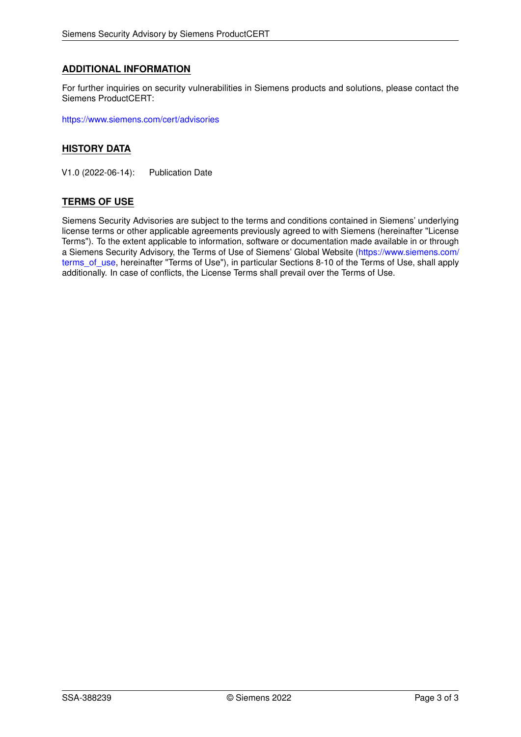## ADDITIONAL INFORMATION

For further inquiries on security vulnerabilities in Siemens products and solutions, please contact the Siemens ProductCERT:

https://www.siemens.com/cert/advisories

## HISTORY DATA

V1.0 (2022-06-14): Publication Date

## TERMS OF USE

Siemens Security Advisories are subject to the terms and conditions contained in Siemens' underlying license terms or other applicable agreements previously agreed to with Siemens (hereinafter "License Terms"). To the extent applicable to information, software or documentation made available in or through a Siemens Security Advisory, the Terms of Use of Siemens' Global Website (https://www.siemens.com/terms_of_use, hereinafter "Terms of Use"), in particular Sections 8-10 of the Terms of Use, shall apply additionally. In case of conflicts, the License Terms shall prevail over the Terms of Use.